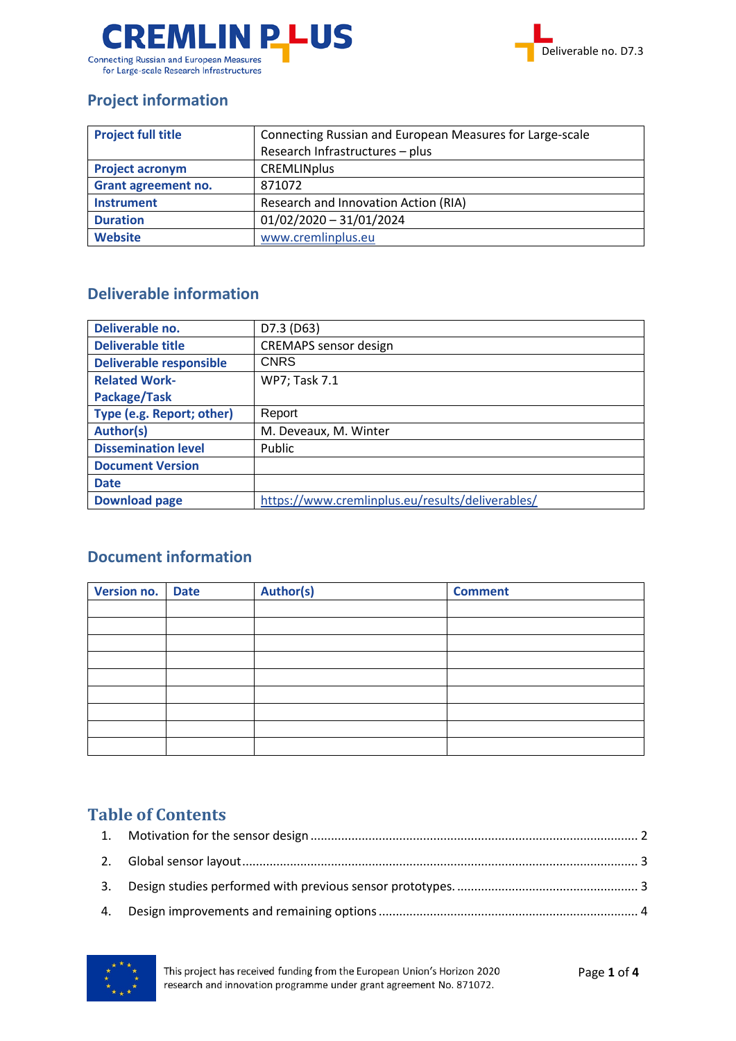## Project information

| Project full title | Connecting Russian and European Measures for Large-scale Research Infrastructures – plus |
|---|---|
| Project acronym | CREMLINplus |
| Grant agreement no. | 871072 |
| Instrument | Research and Innovation Action (RIA) |
| Duration | 01/02/2020 – 31/01/2024 |
| Website | www.cremlinplus.eu |

## Deliverable information

| Deliverable no. | D7.3 (D63) |
|---|---|
| Deliverable title | CREMAPS sensor design |
| Deliverable responsible | CNRS |
| Related Work-Package/Task | WP7; Task 7.1 |
| Type (e.g. Report; other) | Report |
| Author(s) | M. Deveaux, M. Winter |
| Dissemination level | Public |
| Document Version | |
| Date | |
| Download page | https://www.cremlinplus.eu/results/deliverables/ |

## Document information

| Version no. | Date | Author(s) | Comment |
|---|---|---|---|
| | | | |
| | | | |
| | | | |
| | | | |
| | | | |
| | | | |
| | | | |
| | | | |
| | | | |

## Table of Contents

1. Motivation for the sensor design ........ 2
2. Global sensor layout ........ 3
3. Design studies performed with previous sensor prototypes. ........ 3
4. Design improvements and remaining options ........ 4

This project has received funding from the European Union's Horizon 2020 research and innovation programme under grant agreement No. 871072.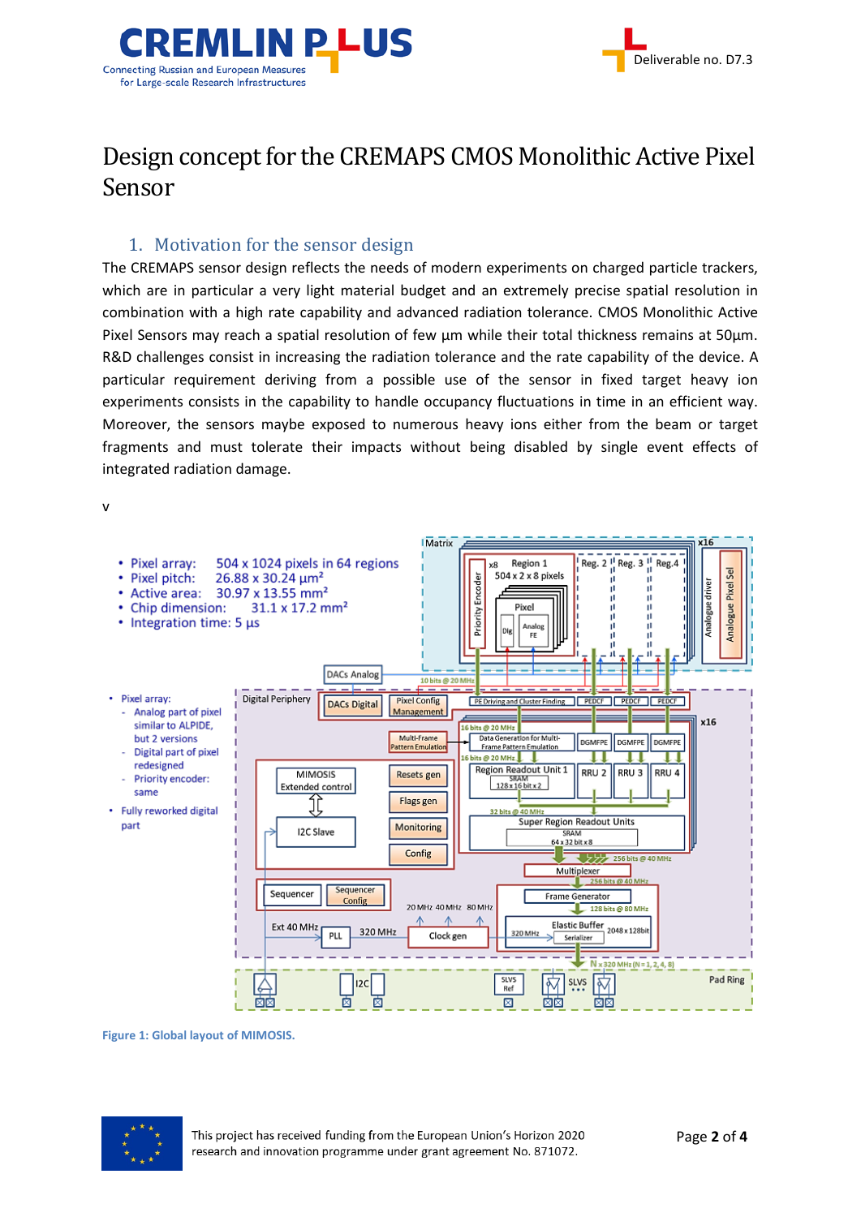# Design concept for the CREMAPS CMOS Monolithic Active Pixel Sensor

## 1. Motivation for the sensor design

The CREMAPS sensor design reflects the needs of modern experiments on charged particle trackers, which are in particular a very light material budget and an extremely precise spatial resolution in combination with a high rate capability and advanced radiation tolerance. CMOS Monolithic Active Pixel Sensors may reach a spatial resolution of few µm while their total thickness remains at 50µm. R&D challenges consist in increasing the radiation tolerance and the rate capability of the device. A particular requirement deriving from a possible use of the sensor in fixed target heavy ion experiments consists in the capability to handle occupancy fluctuations in time in an efficient way. Moreover, the sensors maybe exposed to numerous heavy ions either from the beam or target fragments and must tolerate their impacts without being disabled by single event effects of integrated radiation damage.

v

Figure 1: Global layout of MIMOSIS.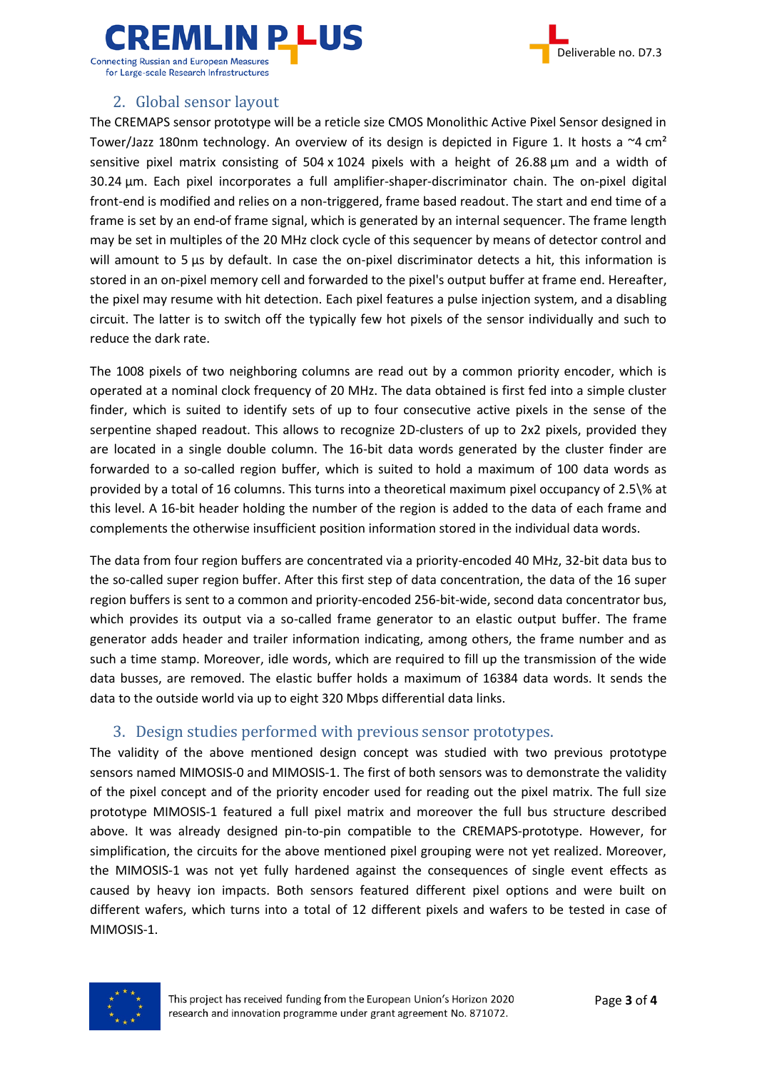## 2. Global sensor layout

The CREMAPS sensor prototype will be a reticle size CMOS Monolithic Active Pixel Sensor designed in Tower/Jazz 180nm technology. An overview of its design is depicted in Figure 1. It hosts a ~4 cm² sensitive pixel matrix consisting of 504 x 1024 pixels with a height of 26.88 µm and a width of 30.24 µm. Each pixel incorporates a full amplifier-shaper-discriminator chain. The on-pixel digital front-end is modified and relies on a non-triggered, frame based readout. The start and end time of a frame is set by an end-of frame signal, which is generated by an internal sequencer. The frame length may be set in multiples of the 20 MHz clock cycle of this sequencer by means of detector control and will amount to 5 µs by default. In case the on-pixel discriminator detects a hit, this information is stored in an on-pixel memory cell and forwarded to the pixel's output buffer at frame end. Hereafter, the pixel may resume with hit detection. Each pixel features a pulse injection system, and a disabling circuit. The latter is to switch off the typically few hot pixels of the sensor individually and such to reduce the dark rate.

The 1008 pixels of two neighboring columns are read out by a common priority encoder, which is operated at a nominal clock frequency of 20 MHz. The data obtained is first fed into a simple cluster finder, which is suited to identify sets of up to four consecutive active pixels in the sense of the serpentine shaped readout. This allows to recognize 2D-clusters of up to 2x2 pixels, provided they are located in a single double column. The 16-bit data words generated by the cluster finder are forwarded to a so-called region buffer, which is suited to hold a maximum of 100 data words as provided by a total of 16 columns. This turns into a theoretical maximum pixel occupancy of 2.5\% at this level. A 16-bit header holding the number of the region is added to the data of each frame and complements the otherwise insufficient position information stored in the individual data words.

The data from four region buffers are concentrated via a priority-encoded 40 MHz, 32-bit data bus to the so-called super region buffer. After this first step of data concentration, the data of the 16 super region buffers is sent to a common and priority-encoded 256-bit-wide, second data concentrator bus, which provides its output via a so-called frame generator to an elastic output buffer. The frame generator adds header and trailer information indicating, among others, the frame number and as such a time stamp. Moreover, idle words, which are required to fill up the transmission of the wide data busses, are removed. The elastic buffer holds a maximum of 16384 data words. It sends the data to the outside world via up to eight 320 Mbps differential data links.

## 3. Design studies performed with previous sensor prototypes.

The validity of the above mentioned design concept was studied with two previous prototype sensors named MIMOSIS-0 and MIMOSIS-1. The first of both sensors was to demonstrate the validity of the pixel concept and of the priority encoder used for reading out the pixel matrix. The full size prototype MIMOSIS-1 featured a full pixel matrix and moreover the full bus structure described above. It was already designed pin-to-pin compatible to the CREMAPS-prototype. However, for simplification, the circuits for the above mentioned pixel grouping were not yet realized. Moreover, the MIMOSIS-1 was not yet fully hardened against the consequences of single event effects as caused by heavy ion impacts. Both sensors featured different pixel options and were built on different wafers, which turns into a total of 12 different pixels and wafers to be tested in case of MIMOSIS-1.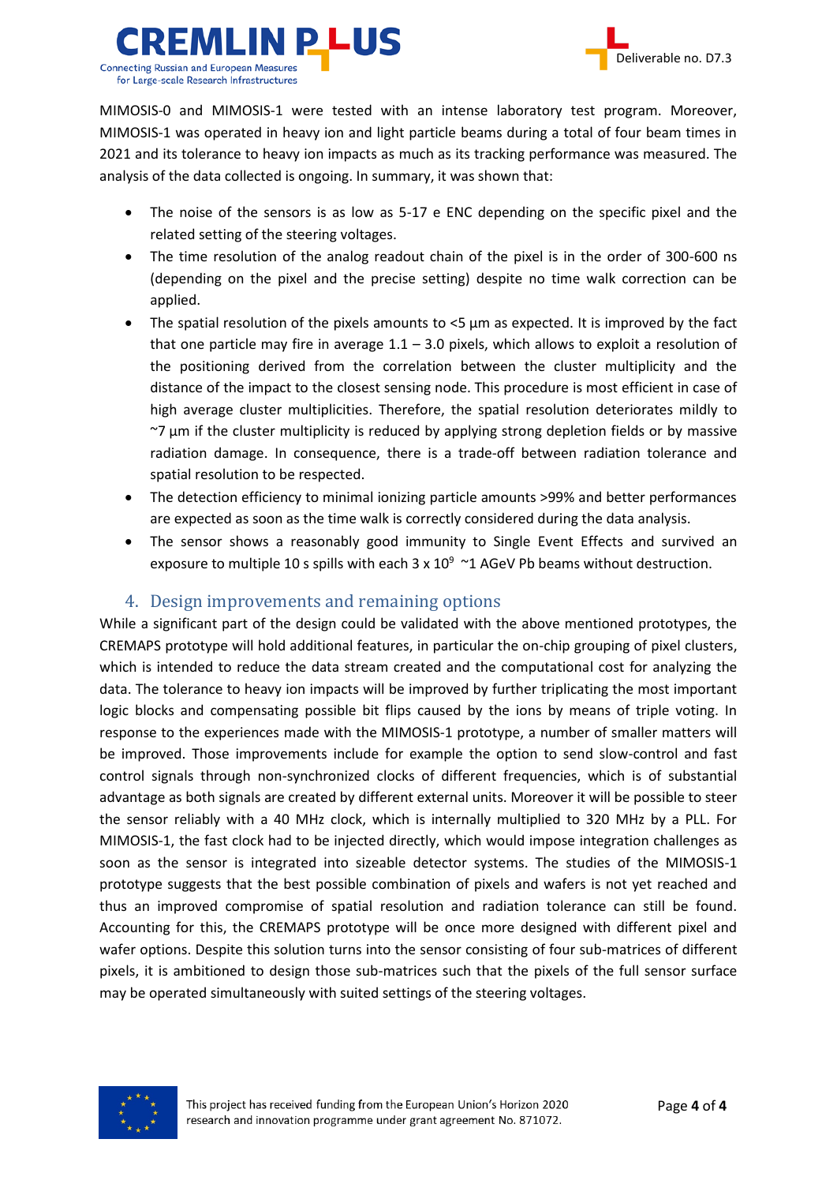MIMOSIS-0 and MIMOSIS-1 were tested with an intense laboratory test program. Moreover, MIMOSIS-1 was operated in heavy ion and light particle beams during a total of four beam times in 2021 and its tolerance to heavy ion impacts as much as its tracking performance was measured. The analysis of the data collected is ongoing. In summary, it was shown that:

- The noise of the sensors is as low as 5-17 e ENC depending on the specific pixel and the related setting of the steering voltages.
- The time resolution of the analog readout chain of the pixel is in the order of 300-600 ns (depending on the pixel and the precise setting) despite no time walk correction can be applied.
- The spatial resolution of the pixels amounts to <5 µm as expected. It is improved by the fact that one particle may fire in average 1.1 – 3.0 pixels, which allows to exploit a resolution of the positioning derived from the correlation between the cluster multiplicity and the distance of the impact to the closest sensing node. This procedure is most efficient in case of high average cluster multiplicities. Therefore, the spatial resolution deteriorates mildly to ~7 µm if the cluster multiplicity is reduced by applying strong depletion fields or by massive radiation damage. In consequence, there is a trade-off between radiation tolerance and spatial resolution to be respected.
- The detection efficiency to minimal ionizing particle amounts >99% and better performances are expected as soon as the time walk is correctly considered during the data analysis.
- The sensor shows a reasonably good immunity to Single Event Effects and survived an exposure to multiple 10 s spills with each $3 \times 10^9$ ~1 AGeV Pb beams without destruction.

## 4. Design improvements and remaining options

While a significant part of the design could be validated with the above mentioned prototypes, the CREMAPS prototype will hold additional features, in particular the on-chip grouping of pixel clusters, which is intended to reduce the data stream created and the computational cost for analyzing the data. The tolerance to heavy ion impacts will be improved by further triplicating the most important logic blocks and compensating possible bit flips caused by the ions by means of triple voting. In response to the experiences made with the MIMOSIS-1 prototype, a number of smaller matters will be improved. Those improvements include for example the option to send slow-control and fast control signals through non-synchronized clocks of different frequencies, which is of substantial advantage as both signals are created by different external units. Moreover it will be possible to steer the sensor reliably with a 40 MHz clock, which is internally multiplied to 320 MHz by a PLL. For MIMOSIS-1, the fast clock had to be injected directly, which would impose integration challenges as soon as the sensor is integrated into sizeable detector systems. The studies of the MIMOSIS-1 prototype suggests that the best possible combination of pixels and wafers is not yet reached and thus an improved compromise of spatial resolution and radiation tolerance can still be found. Accounting for this, the CREMAPS prototype will be once more designed with different pixel and wafer options. Despite this solution turns into the sensor consisting of four sub-matrices of different pixels, it is ambitioned to design those sub-matrices such that the pixels of the full sensor surface may be operated simultaneously with suited settings of the steering voltages.